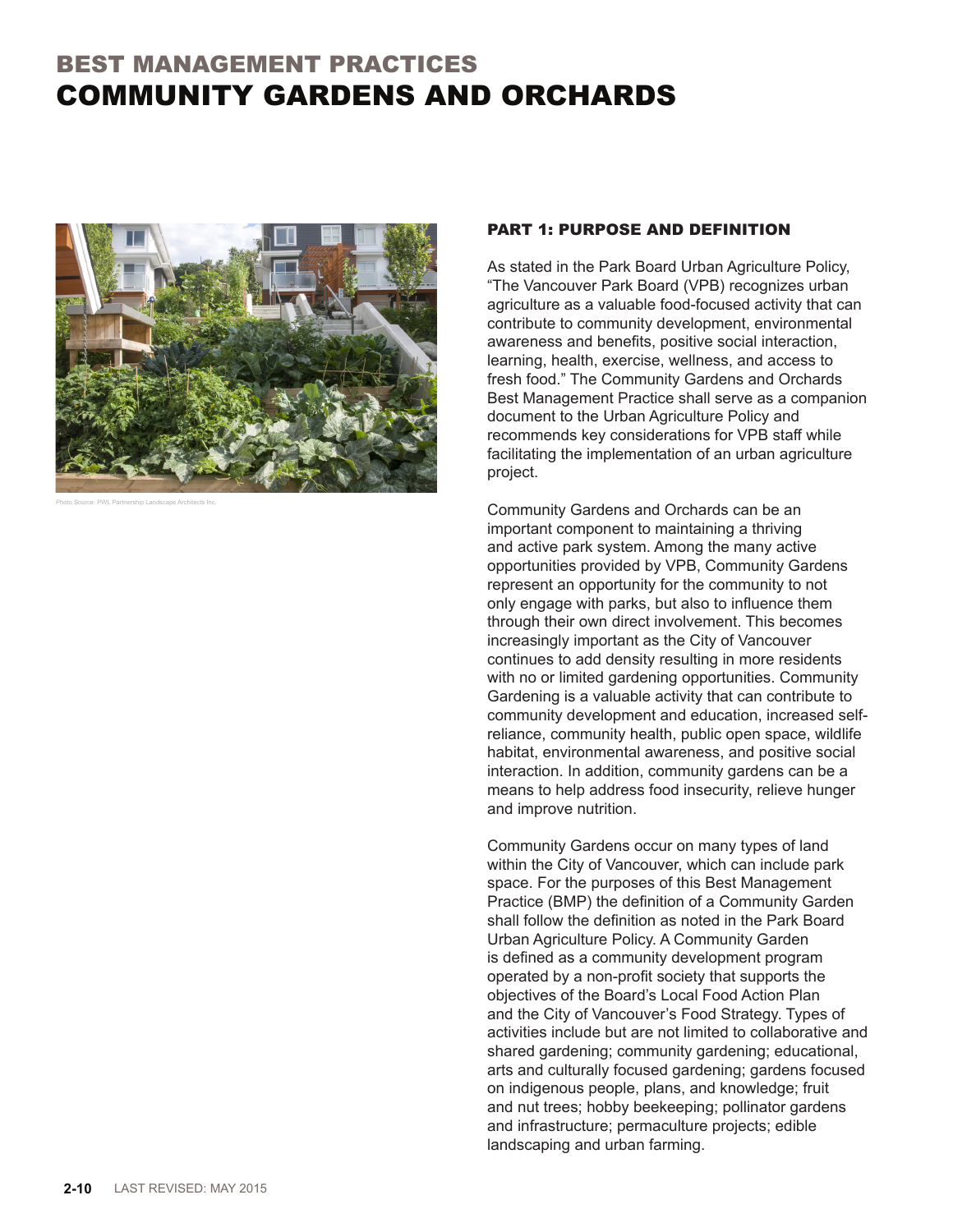# BEST MANAGEMENT PRACTICES
# COMMUNITY GARDENS AND ORCHARDS

Photo Source: PWL Partnership Landscape Architects Inc.

## PART 1: PURPOSE AND DEFINITION

As stated in the Park Board Urban Agriculture Policy, "The Vancouver Park Board (VPB) recognizes urban agriculture as a valuable food-focused activity that can contribute to community development, environmental awareness and benefits, positive social interaction, learning, health, exercise, wellness, and access to fresh food." The Community Gardens and Orchards Best Management Practice shall serve as a companion document to the Urban Agriculture Policy and recommends key considerations for VPB staff while facilitating the implementation of an urban agriculture project.

Community Gardens and Orchards can be an important component to maintaining a thriving and active park system. Among the many active opportunities provided by VPB, Community Gardens represent an opportunity for the community to not only engage with parks, but also to influence them through their own direct involvement. This becomes increasingly important as the City of Vancouver continues to add density resulting in more residents with no or limited gardening opportunities. Community Gardening is a valuable activity that can contribute to community development and education, increased self-reliance, community health, public open space, wildlife habitat, environmental awareness, and positive social interaction. In addition, community gardens can be a means to help address food insecurity, relieve hunger and improve nutrition.

Community Gardens occur on many types of land within the City of Vancouver, which can include park space. For the purposes of this Best Management Practice (BMP) the definition of a Community Garden shall follow the definition as noted in the Park Board Urban Agriculture Policy. A Community Garden is defined as a community development program operated by a non-profit society that supports the objectives of the Board's Local Food Action Plan and the City of Vancouver's Food Strategy. Types of activities include but are not limited to collaborative and shared gardening; community gardening; educational, arts and culturally focused gardening; gardens focused on indigenous people, plans, and knowledge; fruit and nut trees; hobby beekeeping; pollinator gardens and infrastructure; permaculture projects; edible landscaping and urban farming.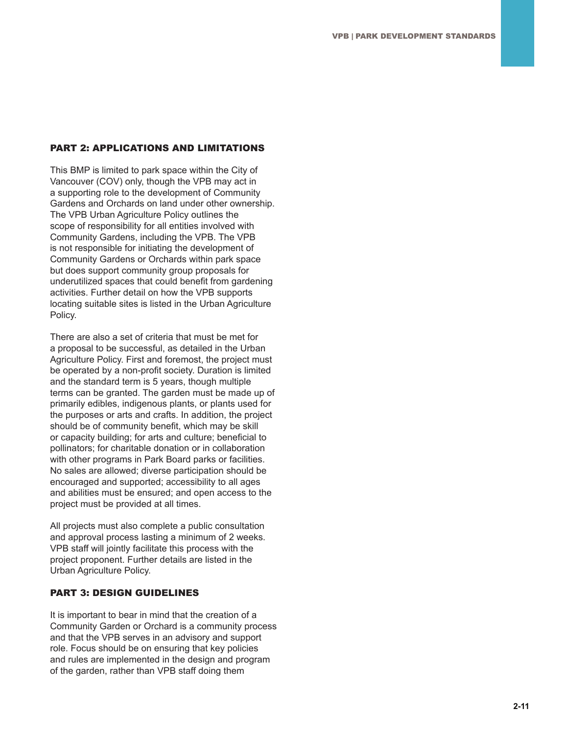## PART 2: APPLICATIONS AND LIMITATIONS

This BMP is limited to park space within the City of Vancouver (COV) only, though the VPB may act in a supporting role to the development of Community Gardens and Orchards on land under other ownership. The VPB Urban Agriculture Policy outlines the scope of responsibility for all entities involved with Community Gardens, including the VPB. The VPB is not responsible for initiating the development of Community Gardens or Orchards within park space but does support community group proposals for underutilized spaces that could benefit from gardening activities. Further detail on how the VPB supports locating suitable sites is listed in the Urban Agriculture Policy.

There are also a set of criteria that must be met for a proposal to be successful, as detailed in the Urban Agriculture Policy. First and foremost, the project must be operated by a non-profit society. Duration is limited and the standard term is 5 years, though multiple terms can be granted. The garden must be made up of primarily edibles, indigenous plants, or plants used for the purposes or arts and crafts. In addition, the project should be of community benefit, which may be skill or capacity building; for arts and culture; beneficial to pollinators; for charitable donation or in collaboration with other programs in Park Board parks or facilities. No sales are allowed; diverse participation should be encouraged and supported; accessibility to all ages and abilities must be ensured; and open access to the project must be provided at all times.

All projects must also complete a public consultation and approval process lasting a minimum of 2 weeks. VPB staff will jointly facilitate this process with the project proponent. Further details are listed in the Urban Agriculture Policy.

## PART 3: DESIGN GUIDELINES

It is important to bear in mind that the creation of a Community Garden or Orchard is a community process and that the VPB serves in an advisory and support role. Focus should be on ensuring that key policies and rules are implemented in the design and program of the garden, rather than VPB staff doing them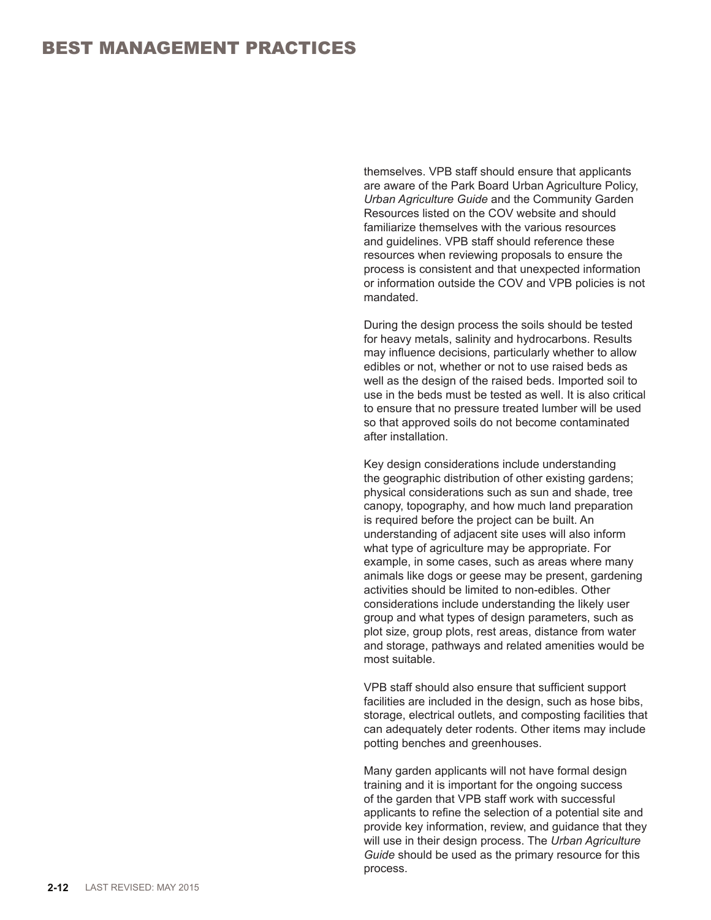themselves. VPB staff should ensure that applicants are aware of the Park Board Urban Agriculture Policy, *Urban Agriculture Guide* and the Community Garden Resources listed on the COV website and should familiarize themselves with the various resources and guidelines. VPB staff should reference these resources when reviewing proposals to ensure the process is consistent and that unexpected information or information outside the COV and VPB policies is not mandated.

During the design process the soils should be tested for heavy metals, salinity and hydrocarbons. Results may influence decisions, particularly whether to allow edibles or not, whether or not to use raised beds as well as the design of the raised beds. Imported soil to use in the beds must be tested as well. It is also critical to ensure that no pressure treated lumber will be used so that approved soils do not become contaminated after installation.

Key design considerations include understanding the geographic distribution of other existing gardens; physical considerations such as sun and shade, tree canopy, topography, and how much land preparation is required before the project can be built. An understanding of adjacent site uses will also inform what type of agriculture may be appropriate. For example, in some cases, such as areas where many animals like dogs or geese may be present, gardening activities should be limited to non-edibles. Other considerations include understanding the likely user group and what types of design parameters, such as plot size, group plots, rest areas, distance from water and storage, pathways and related amenities would be most suitable.

VPB staff should also ensure that sufficient support facilities are included in the design, such as hose bibs, storage, electrical outlets, and composting facilities that can adequately deter rodents. Other items may include potting benches and greenhouses.

Many garden applicants will not have formal design training and it is important for the ongoing success of the garden that VPB staff work with successful applicants to refine the selection of a potential site and provide key information, review, and guidance that they will use in their design process. The *Urban Agriculture Guide* should be used as the primary resource for this process.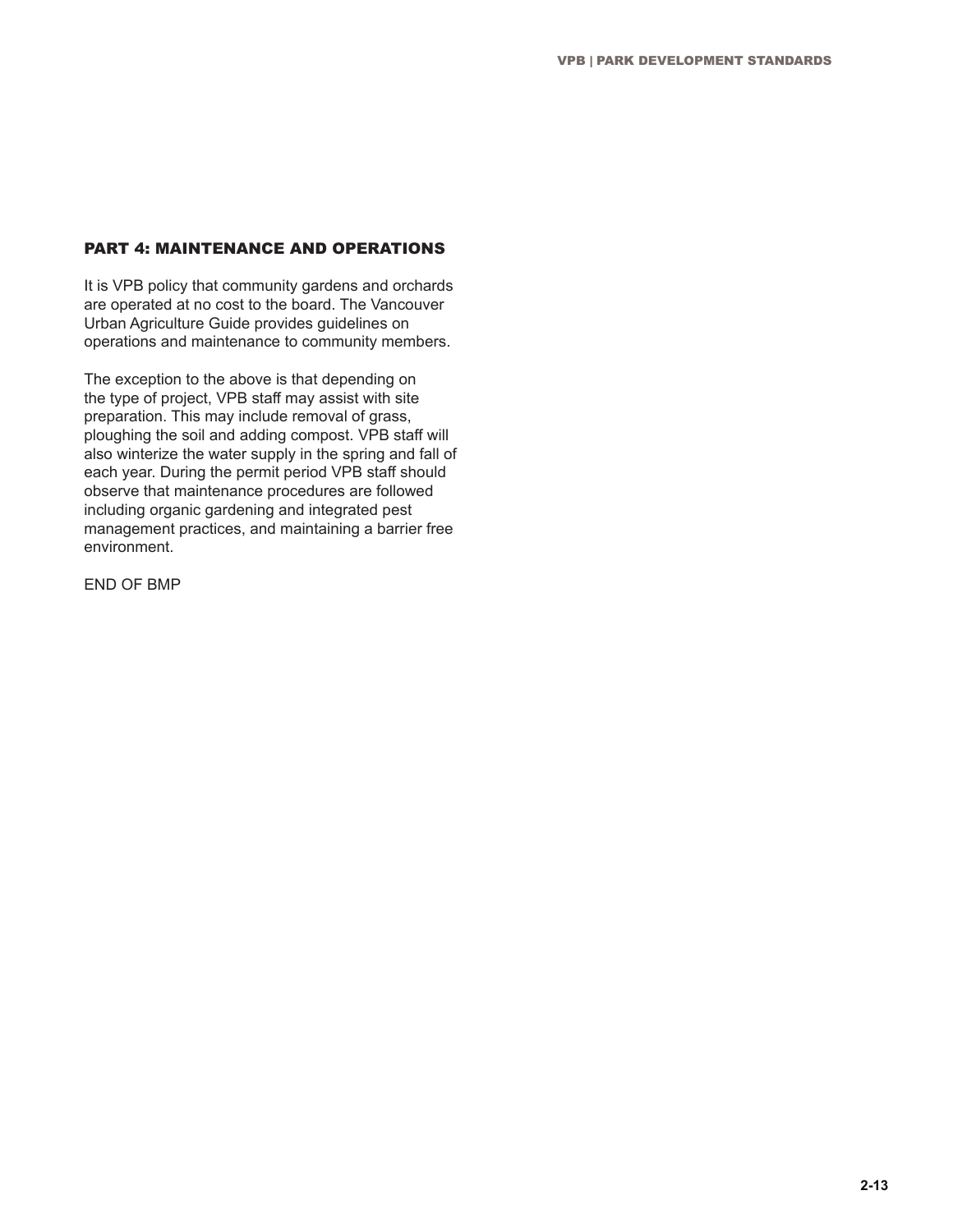## PART 4: MAINTENANCE AND OPERATIONS

It is VPB policy that community gardens and orchards are operated at no cost to the board. The Vancouver Urban Agriculture Guide provides guidelines on operations and maintenance to community members.

The exception to the above is that depending on the type of project, VPB staff may assist with site preparation. This may include removal of grass, ploughing the soil and adding compost. VPB staff will also winterize the water supply in the spring and fall of each year. During the permit period VPB staff should observe that maintenance procedures are followed including organic gardening and integrated pest management practices, and maintaining a barrier free environment.

END OF BMP